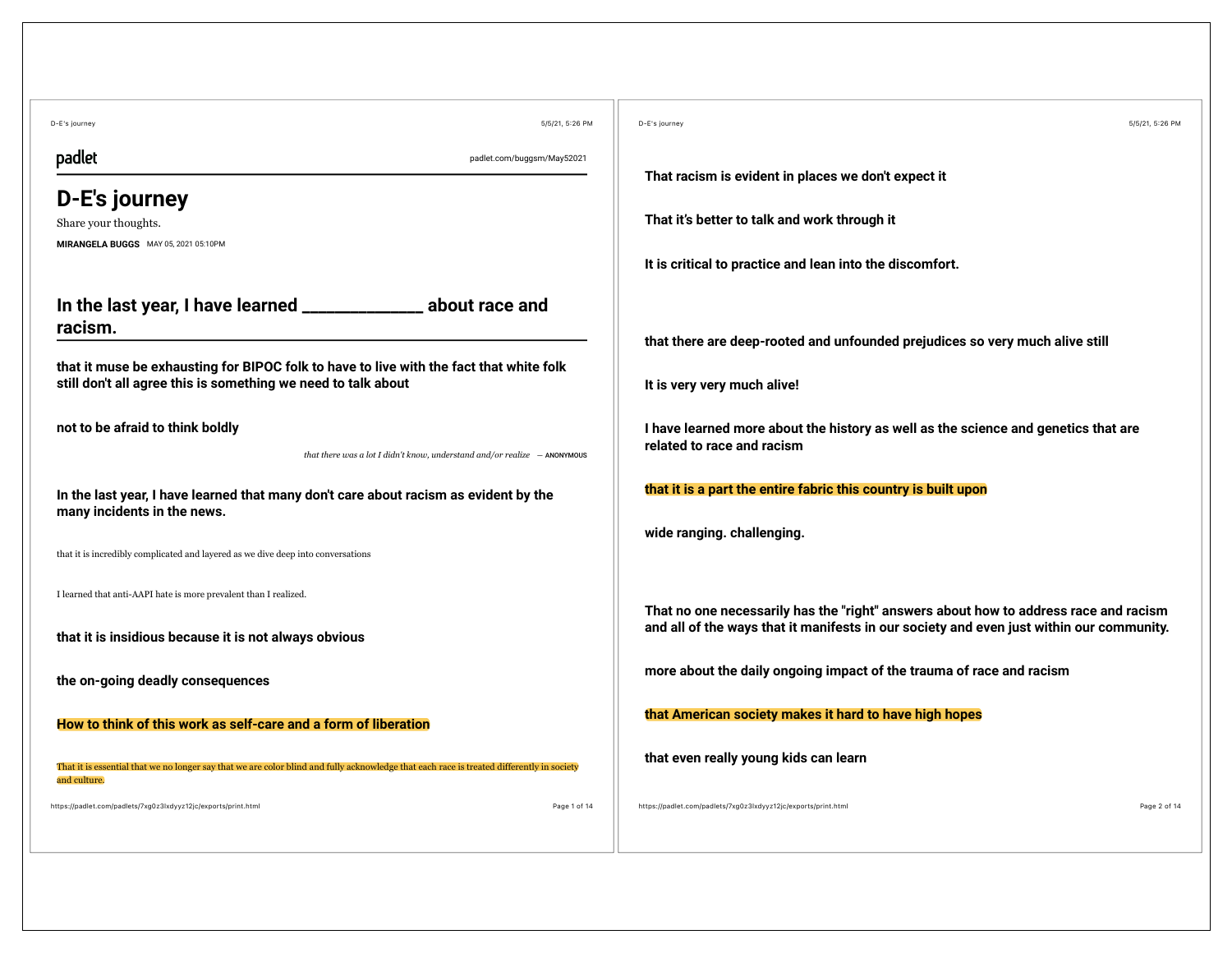padlet

padlet.com/buggsm/May52021

# D-E's journey

Share your thoughts.

**MIRANGELA BUGGS** MAY 05, 2021 05:10PM

## In the last year, I have learned ____________ about race and racism.

**that it muse be exhausting for BIPOC folk to have to live with the fact that white folk still don't all agree this is something we need to talk about**

**not to be afraid to think boldly**

*that there was a lot I didn't know, understand and/or realize* — ANONYMOUS

**In the last year, I have learned that many don't care about racism as evident by the many incidents in the news.**

that it is incredibly complicated and layered as we dive deep into conversations

I learned that anti-AAPI hate is more prevalent than I realized.

**that it is insidious because it is not always obvious**

**the on-going deadly consequences**

**How to think of this work as self-care and a form of liberation**

That it is essential that we no longer say that we are color blind and fully acknowledge that each race is treated differently in society and culture.

**That racism is evident in places we don't expect it**

**That it's better to talk and work through it**

**It is critical to practice and lean into the discomfort.**

**that there are deep-rooted and unfounded prejudices so very much alive still**

**It is very very much alive!**

**I have learned more about the history as well as the science and genetics that are related to race and racism**

**that it is a part the entire fabric this country is built upon**

**wide ranging. challenging.**

**That no one necessarily has the "right" answers about how to address race and racism and all of the ways that it manifests in our society and even just within our community.**

**more about the daily ongoing impact of the trauma of race and racism**

**that American society makes it hard to have high hopes**

**that even really young kids can learn**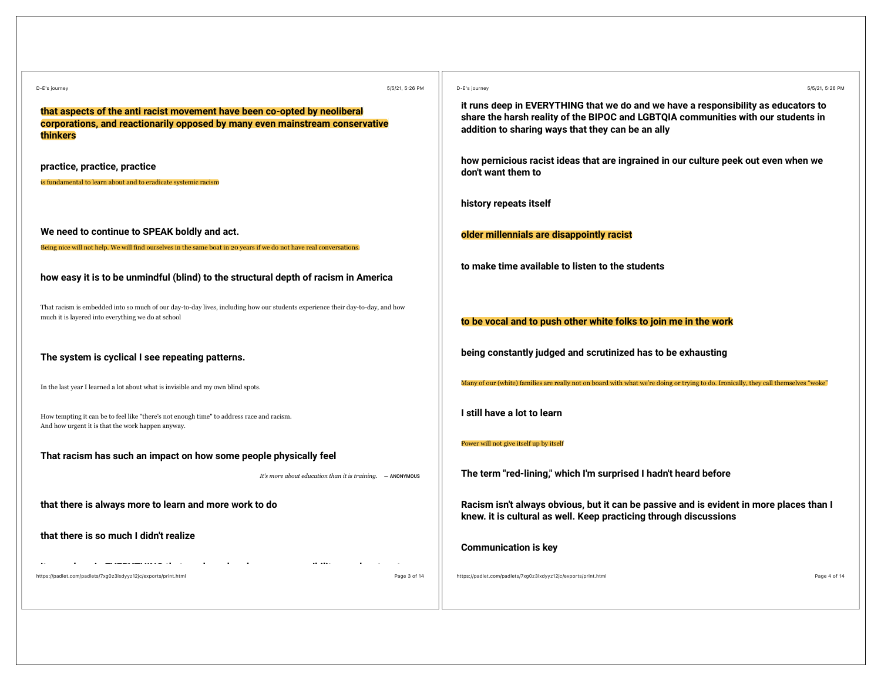**that aspects of the anti racist movement have been co-opted by neoliberal corporations, and reactionarily opposed by many even mainstream conservative thinkers**

**practice, practice, practice**

is fundamental to learn about and to eradicate systemic racism

**We need to continue to SPEAK boldly and act.**

Being nice will not help. We will find ourselves in the same boat in 20 years if we do not have real conversations.

**how easy it is to be unmindful (blind) to the structural depth of racism in America**

That racism is embedded into so much of our day-to-day lives, including how our students experience their day-to-day, and how much it is layered into everything we do at school

**The system is cyclical I see repeating patterns.**

In the last year I learned a lot about what is invisible and my own blind spots.

How tempting it can be to feel like "there's not enough time" to address race and racism.
And how urgent it is that the work happen anyway.

**That racism has such an impact on how some people physically feel**

*It's more about education than it is training.* — ANONYMOUS

**that there is always more to learn and more work to do**

**that there is so much I didn't realize**

**it runs deep in EVERYTHING that we do and we have a responsibility as educators to share the harsh reality of the BIPOC and LGBTQIA communities with our students in addition to sharing ways that they can be an ally**

**how pernicious racist ideas that are ingrained in our culture peek out even when we don't want them to**

**history repeats itself**

**older millennials are disappointly racist**

**to make time available to listen to the students**

**to be vocal and to push other white folks to join me in the work**

**being constantly judged and scrutinized has to be exhausting**

Many of our (white) families are really not on board with what we're doing or trying to do. Ironically, they call themselves "woke"

**I still have a lot to learn**

Power will not give itself up by itself

**The term "red-lining," which I'm surprised I hadn't heard before**

**Racism isn't always obvious, but it can be passive and is evident in more places than I knew. it is cultural as well. Keep practicing through discussions**

**Communication is key**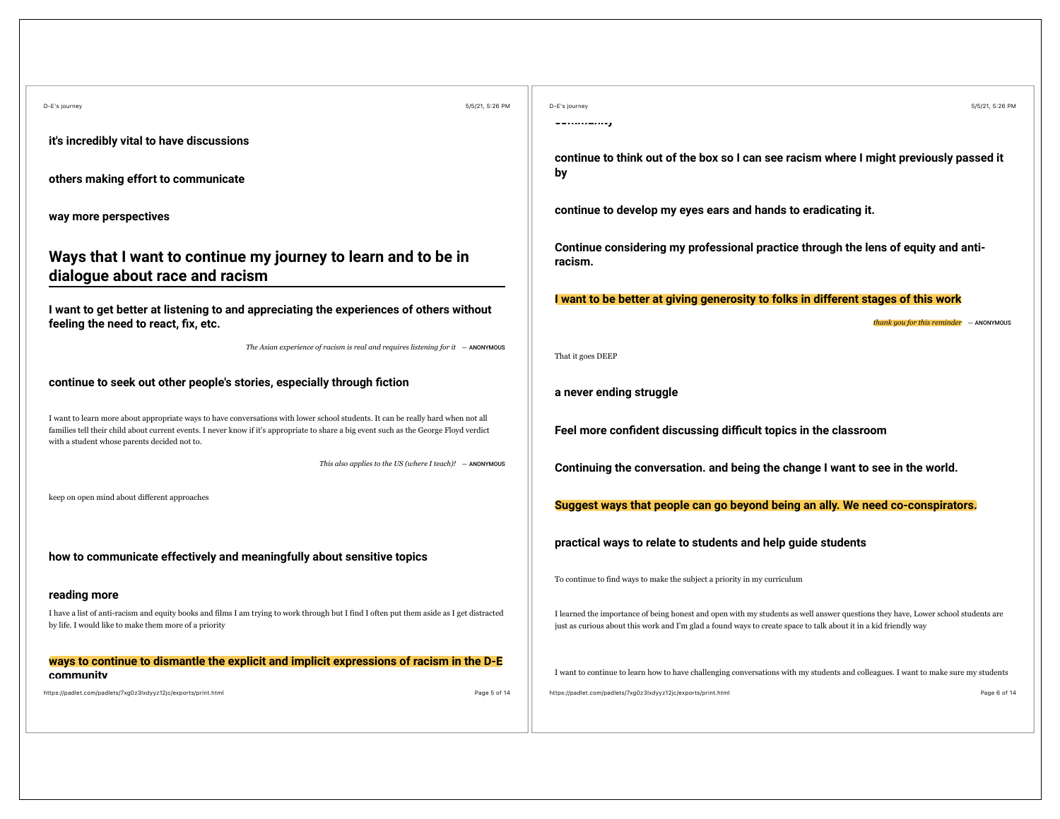**it's incredibly vital to have discussions**

**others making effort to communicate**

**way more perspectives**

## Ways that I want to continue my journey to learn and to be in dialogue about race and racism

**I want to get better at listening to and appreciating the experiences of others without feeling the need to react, fix, etc.**

*The Asian experience of racism is real and requires listening for it* — ANONYMOUS

**continue to seek out other people's stories, especially through fiction**

I want to learn more about appropriate ways to have conversations with lower school students. It can be really hard when not all families tell their child about current events. I never know if it's appropriate to share a big event such as the George Floyd verdict with a student whose parents decided not to.

*This also applies to the US (where I teach)!* — ANONYMOUS

keep on open mind about different approaches

**how to communicate effectively and meaningfully about sensitive topics**

**reading more**

I have a list of anti-racism and equity books and films I am trying to work through but I find I often put them aside as I get distracted by life. I would like to make them more of a priority

**ways to continue to dismantle the explicit and implicit expressions of racism in the D-E community**

**continue to think out of the box so I can see racism where I might previously passed it by**

**continue to develop my eyes ears and hands to eradicating it.**

**Continue considering my professional practice through the lens of equity and anti-racism.**

**I want to be better at giving generosity to folks in different stages of this work**

*thank you for this reminder* — ANONYMOUS

That it goes DEEP

**a never ending struggle**

**Feel more confident discussing difficult topics in the classroom**

**Continuing the conversation. and being the change I want to see in the world.**

**Suggest ways that people can go beyond being an ally. We need co-conspirators.**

**practical ways to relate to students and help guide students**

To continue to find ways to make the subject a priority in my curriculum

I learned the importance of being honest and open with my students as well answer questions they have, Lower school students are just as curious about this work and I'm glad a found ways to create space to talk about it in a kid friendly way

I want to continue to learn how to have challenging conversations with my students and colleagues. I want to make sure my students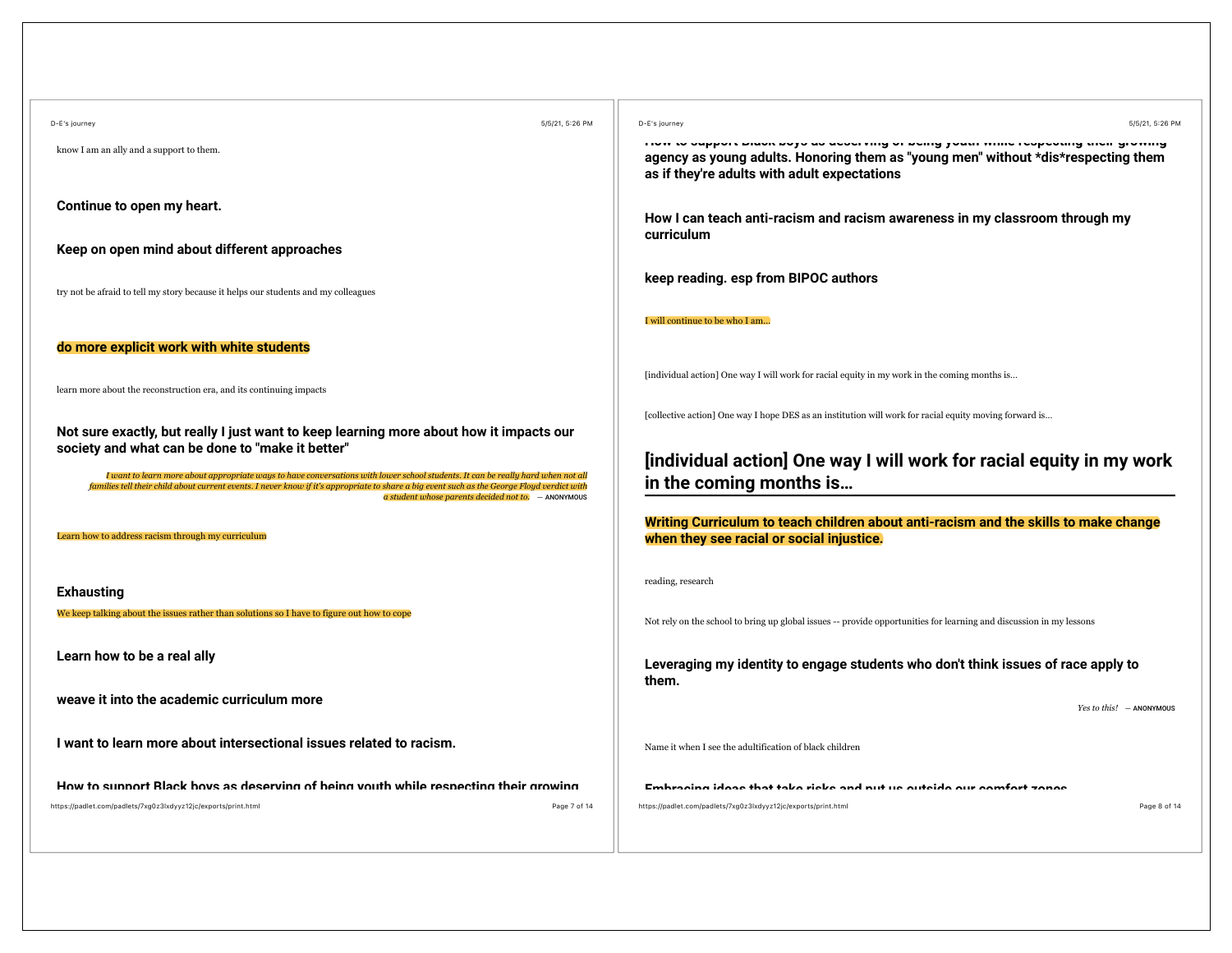know I am an ally and a support to them.

**Continue to open my heart.**

**Keep on open mind about different approaches**

try not be afraid to tell my story because it helps our students and my colleagues

**do more explicit work with white students**

learn more about the reconstruction era, and its continuing impacts

**Not sure exactly, but really I just want to keep learning more about how it impacts our society and what can be done to "make it better"**

> *I want to learn more about appropriate ways to have conversations with lower school students. It can be really hard when not all families tell their child about current events. I never know if it's appropriate to share a big event such as the George Floyd verdict with a student whose parents decided not to.* — ANONYMOUS

Learn how to address racism through my curriculum

**Exhausting**

We keep talking about the issues rather than solutions so I have to figure out how to cope

**Learn how to be a real ally**

**weave it into the academic curriculum more**

**I want to learn more about intersectional issues related to racism.**

**How to support Black boys as deserving of being youth while respecting their growing agency as young adults. Honoring them as "young men" without *dis*respecting them as if they're adults with adult expectations**

**How I can teach anti-racism and racism awareness in my classroom through my curriculum**

**keep reading. esp from BIPOC authors**

I will continue to be who I am...

[individual action] One way I will work for racial equity in my work in the coming months is...

[collective action] One way I hope DES as an institution will work for racial equity moving forward is...

## [individual action] One way I will work for racial equity in my work in the coming months is...

**Writing Curriculum to teach children about anti-racism and the skills to make change when they see racial or social injustice.**

reading, research

Not rely on the school to bring up global issues -- provide opportunities for learning and discussion in my lessons

**Leveraging my identity to engage students who don't think issues of race apply to them.**

> *Yes to this!* — ANONYMOUS

Name it when I see the adultification of black children

**Embracing ideas that take risks and put us outside our comfort zones**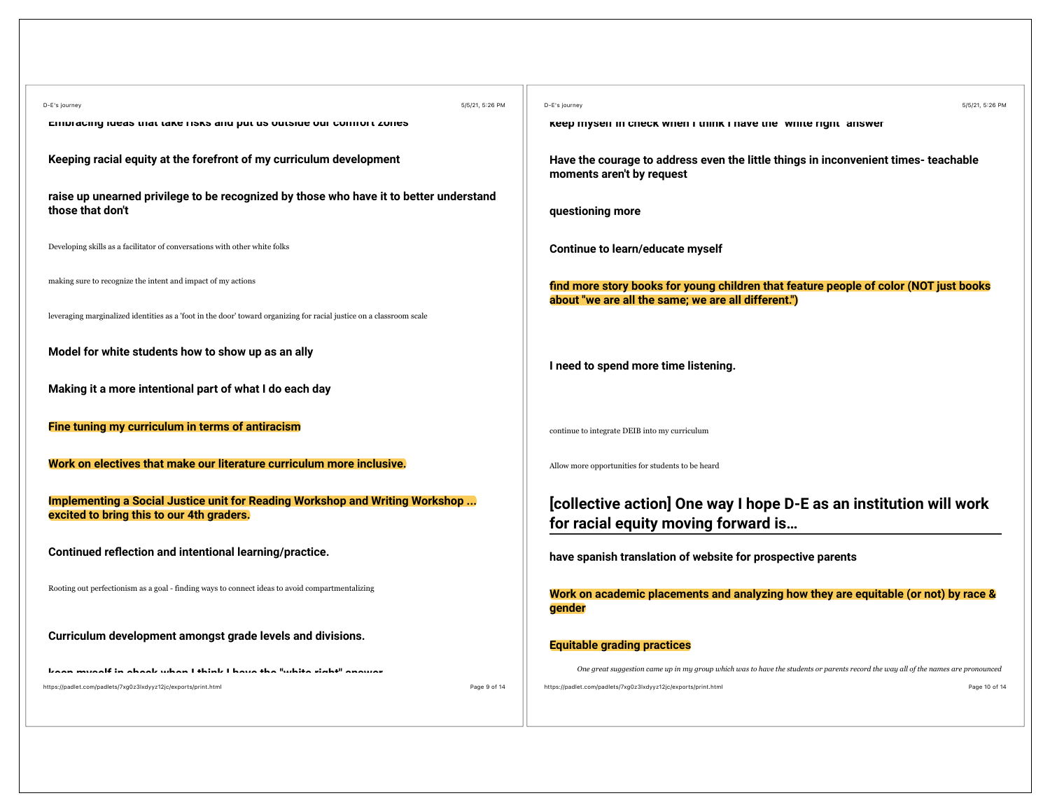Embracing ideas that take risks and put us outside our comfort zones

**Keeping racial equity at the forefront of my curriculum development**

**raise up unearned privilege to be recognized by those who have it to better understand those that don't**

Developing skills as a facilitator of conversations with other white folks

making sure to recognize the intent and impact of my actions

leveraging marginalized identities as a 'foot in the door' toward organizing for racial justice on a classroom scale

**Model for white students how to show up as an ally**

**Making it a more intentional part of what I do each day**

**Fine tuning my curriculum in terms of antiracism**

**Work on electives that make our literature curriculum more inclusive.**

**Implementing a Social Justice unit for Reading Workshop and Writing Workshop ... excited to bring this to our 4th graders.**

**Continued reflection and intentional learning/practice.**

Rooting out perfectionism as a goal - finding ways to connect ideas to avoid compartmentalizing

**Curriculum development amongst grade levels and divisions.**

**keep myself in check when I think I have the "white right" answer**

**Have the courage to address even the little things in inconvenient times- teachable moments aren't by request**

**questioning more**

**Continue to learn/educate myself**

**find more story books for young children that feature people of color (NOT just books about "we are all the same; we are all different.")**

**I need to spend more time listening.**

continue to integrate DEIB into my curriculum

Allow more opportunities for students to be heard

## [collective action] One way I hope D-E as an institution will work for racial equity moving forward is...

**have spanish translation of website for prospective parents**

**Work on academic placements and analyzing how they are equitable (or not) by race & gender**

**Equitable grading practices**

*One great suggestion came up in my group which was to have the students or parents record the way all of the names are pronounced*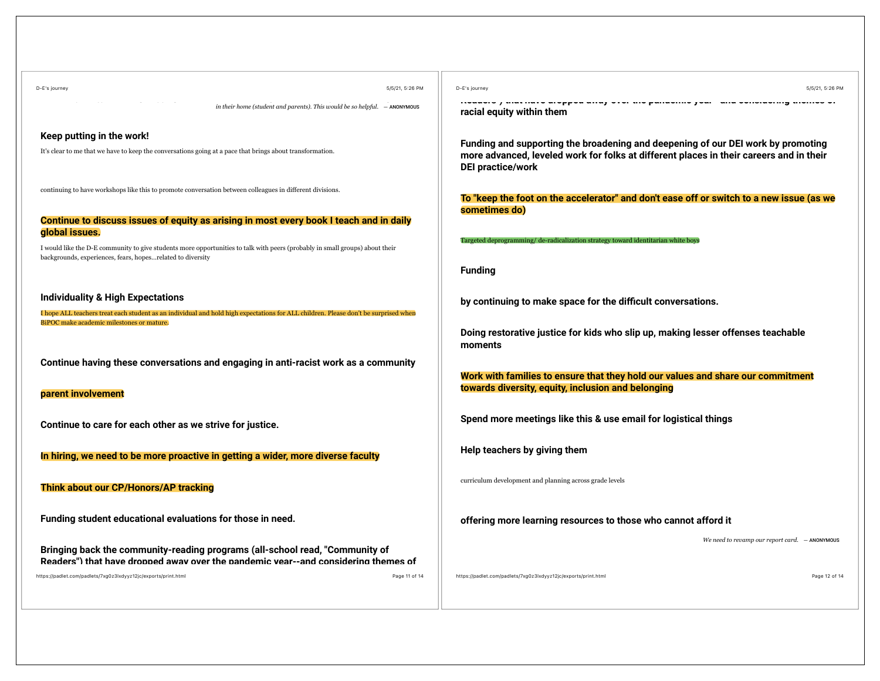*in their home (student and parents). This would be so helpful.* — ANONYMOUS

**Keep putting in the work!**

It's clear to me that we have to keep the conversations going at a pace that brings about transformation.

continuing to have workshops like this to promote conversation between colleagues in different divisions.

**Continue to discuss issues of equity as arising in most every book I teach and in daily global issues.**

I would like the D-E community to give students more opportunities to talk with peers (probably in small groups) about their backgrounds, experiences, fears, hopes...related to diversity

**Individuality & High Expectations**

I hope ALL teachers treat each student as an individual and hold high expectations for ALL children. Please don't be surprised when BiPOC make academic milestones or mature.

**Continue having these conversations and engaging in anti-racist work as a community**

**parent involvement**

**Continue to care for each other as we strive for justice.**

**In hiring, we need to be more proactive in getting a wider, more diverse faculty**

**Think about our CP/Honors/AP tracking**

**Funding student educational evaluations for those in need.**

**Bringing back the community-reading programs (all-school read, "Community of Readers") that have dropped away over the pandemic year--and considering themes of racial equity within them**

**Funding and supporting the broadening and deepening of our DEI work by promoting more advanced, leveled work for folks at different places in their careers and in their DEI practice/work**

**To "keep the foot on the accelerator" and don't ease off or switch to a new issue (as we sometimes do)**

Targeted deprogramming/ de-radicalization strategy toward identitarian white boys

**Funding**

**by continuing to make space for the difficult conversations.**

**Doing restorative justice for kids who slip up, making lesser offenses teachable moments**

**Work with families to ensure that they hold our values and share our commitment towards diversity, equity, inclusion and belonging**

**Spend more meetings like this & use email for logistical things**

**Help teachers by giving them**

curriculum development and planning across grade levels

**offering more learning resources to those who cannot afford it**

*We need to revamp our report card.* — ANONYMOUS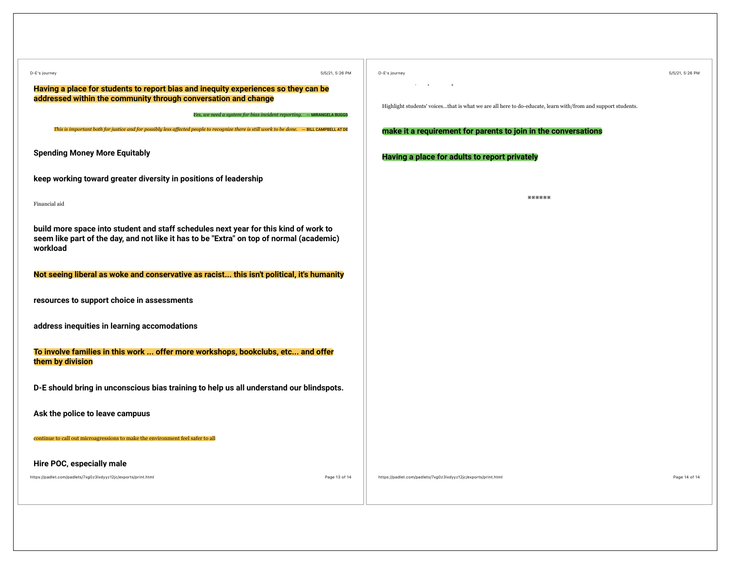**Having a place for students to report bias and inequity experiences so they can be addressed within the community through conversation and change**

*Yes, we need a system for bias incident reporting.* — MIRANGELA BUGGS

*This is important both for justice and for possibly less affected people to recognize there is still work to be done.* — BILL CAMPBELL AT DE

**Spending Money More Equitably**

**keep working toward greater diversity in positions of leadership**

Financial aid

**build more space into student and staff schedules next year for this kind of work to seem like part of the day, and not like it has to be "Extra" on top of normal (academic) workload**

**Not seeing liberal as woke and conservative as racist... this isn't political, it's humanity**

**resources to support choice in assessments**

**address inequities in learning accomodations**

**To involve families in this work ... offer more workshops, bookclubs, etc... and offer them by division**

**D-E should bring in unconscious bias training to help us all understand our blindspots.**

**Ask the police to leave campuus**

continue to call out microagressions to make the environment feel safer to all

**Hire POC, especially male**

Highlight students' voices...that is what we are all here to do-educate, learn with/from and support students.

**make it a requirement for parents to join in the conversations**

**Having a place for adults to report privately**